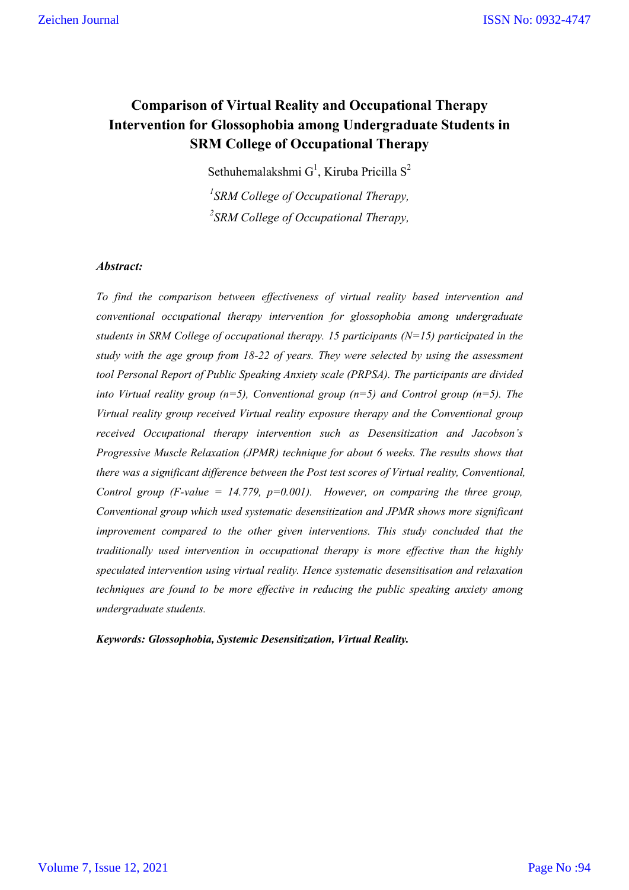# Comparison of Virtual Reality and Occupational Therapy Intervention for Glossophobia among Undergraduate Students in SRM College of Occupational Therapy

Sethuhemalakshmi G[1], Kiruba Pricilla S[2]

[1]*SRM College of Occupational Therapy,*

[2]*SRM College of Occupational Therapy,*

### *Abstract:*

*To find the comparison between effectiveness of virtual reality based intervention and conventional occupational therapy intervention for glossophobia among undergraduate students in SRM College of occupational therapy. 15 participants (N=15) participated in the study with the age group from 18-22 of years. They were selected by using the assessment tool Personal Report of Public Speaking Anxiety scale (PRPSA). The participants are divided into Virtual reality group (n=5), Conventional group (n=5) and Control group (n=5). The Virtual reality group received Virtual reality exposure therapy and the Conventional group received Occupational therapy intervention such as Desensitization and Jacobson's Progressive Muscle Relaxation (JPMR) technique for about 6 weeks. The results shows that there was a significant difference between the Post test scores of Virtual reality, Conventional, Control group (F-value = 14.779, p=0.001). However, on comparing the three group, Conventional group which used systematic desensitization and JPMR shows more significant improvement compared to the other given interventions. This study concluded that the traditionally used intervention in occupational therapy is more effective than the highly speculated intervention using virtual reality. Hence systematic desensitisation and relaxation techniques are found to be more effective in reducing the public speaking anxiety among undergraduate students.*

***Keywords: Glossophobia, Systemic Desensitization, Virtual Reality.***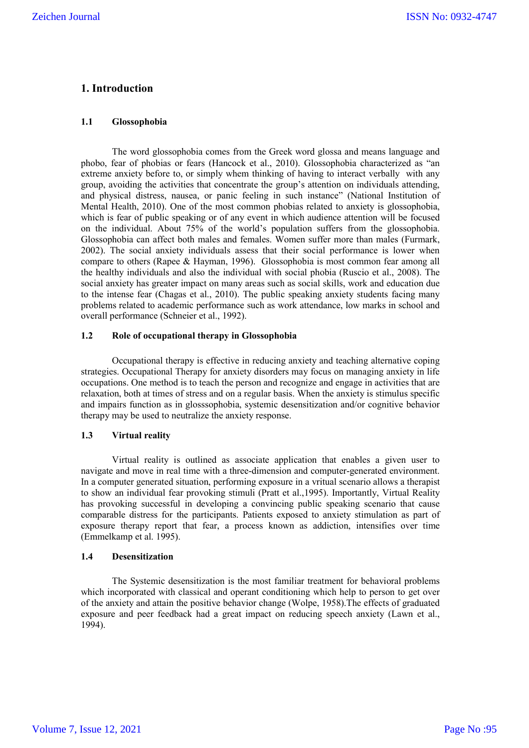# 1. Introduction

## 1.1 Glossophobia

The word glossophobia comes from the Greek word glossa and means language and phobo, fear of phobias or fears (Hancock et al., 2010). Glossophobia characterized as "an extreme anxiety before to, or simply whem thinking of having to interact verbally with any group, avoiding the activities that concentrate the group's attention on individuals attending, and physical distress, nausea, or panic feeling in such instance" (National Institution of Mental Health, 2010). One of the most common phobias related to anxiety is glossophobia, which is fear of public speaking or of any event in which audience attention will be focused on the individual. About 75% of the world's population suffers from the glossophobia. Glossophobia can affect both males and females. Women suffer more than males (Furmark, 2002). The social anxiety individuals assess that their social performance is lower when compare to others (Rapee & Hayman, 1996). Glossophobia is most common fear among all the healthy individuals and also the individual with social phobia (Ruscio et al., 2008). The social anxiety has greater impact on many areas such as social skills, work and education due to the intense fear (Chagas et al., 2010). The public speaking anxiety students facing many problems related to academic performance such as work attendance, low marks in school and overall performance (Schneier et al., 1992).

## 1.2 Role of occupational therapy in Glossophobia

Occupational therapy is effective in reducing anxiety and teaching alternative coping strategies. Occupational Therapy for anxiety disorders may focus on managing anxiety in life occupations. One method is to teach the person and recognize and engage in activities that are relaxation, both at times of stress and on a regular basis. When the anxiety is stimulus specific and impairs function as in glosssophobia, systemic desensitization and/or cognitive behavior therapy may be used to neutralize the anxiety response.

## 1.3 Virtual reality

Virtual reality is outlined as associate application that enables a given user to navigate and move in real time with a three-dimension and computer-generated environment. In a computer generated situation, performing exposure in a vritual scenario allows a therapist to show an individual fear provoking stimuli (Pratt et al.,1995). Importantly, Virtual Reality has provoking successful in developing a convincing public speaking scenario that cause comparable distress for the participants. Patients exposed to anxiety stimulation as part of exposure therapy report that fear, a process known as addiction, intensifies over time (Emmelkamp et al. 1995).

## 1.4 Desensitization

The Systemic desensitization is the most familiar treatment for behavioral problems which incorporated with classical and operant conditioning which help to person to get over of the anxiety and attain the positive behavior change (Wolpe, 1958).The effects of graduated exposure and peer feedback had a great impact on reducing speech anxiety (Lawn et al., 1994).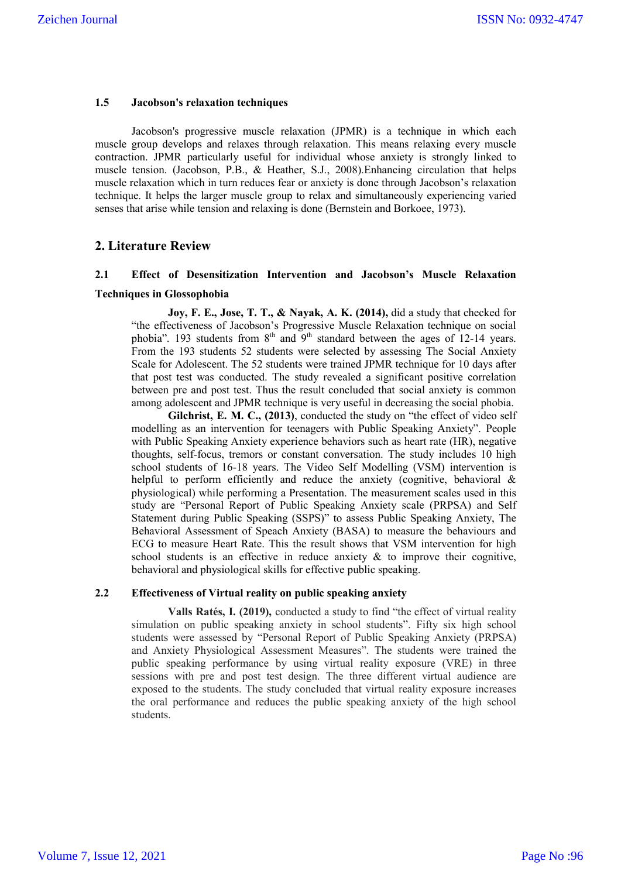### 1.5 Jacobson's relaxation techniques

Jacobson's progressive muscle relaxation (JPMR) is a technique in which each muscle group develops and relaxes through relaxation. This means relaxing every muscle contraction. JPMR particularly useful for individual whose anxiety is strongly linked to muscle tension. (Jacobson, P.B., & Heather, S.J., 2008).Enhancing circulation that helps muscle relaxation which in turn reduces fear or anxiety is done through Jacobson's relaxation technique. It helps the larger muscle group to relax and simultaneously experiencing varied senses that arise while tension and relaxing is done (Bernstein and Borkoee, 1973).

## 2. Literature Review

### 2.1 Effect of Desensitization Intervention and Jacobson's Muscle Relaxation Techniques in Glossophobia

**Joy, F. E., Jose, T. T., & Nayak, A. K. (2014),** did a study that checked for "the effectiveness of Jacobson's Progressive Muscle Relaxation technique on social phobia". 193 students from 8th and 9th standard between the ages of 12-14 years. From the 193 students 52 students were selected by assessing The Social Anxiety Scale for Adolescent. The 52 students were trained JPMR technique for 10 days after that post test was conducted. The study revealed a significant positive correlation between pre and post test. Thus the result concluded that social anxiety is common among adolescent and JPMR technique is very useful in decreasing the social phobia.

**Gilchrist, E. M. C., (2013)**, conducted the study on "the effect of video self modelling as an intervention for teenagers with Public Speaking Anxiety". People with Public Speaking Anxiety experience behaviors such as heart rate (HR), negative thoughts, self-focus, tremors or constant conversation. The study includes 10 high school students of 16-18 years. The Video Self Modelling (VSM) intervention is helpful to perform efficiently and reduce the anxiety (cognitive, behavioral & physiological) while performing a Presentation. The measurement scales used in this study are "Personal Report of Public Speaking Anxiety scale (PRPSA) and Self Statement during Public Speaking (SSPS)" to assess Public Speaking Anxiety, The Behavioral Assessment of Speach Anxiety (BASA) to measure the behaviours and ECG to measure Heart Rate. This the result shows that VSM intervention for high school students is an effective in reduce anxiety & to improve their cognitive, behavioral and physiological skills for effective public speaking.

### 2.2 Effectiveness of Virtual reality on public speaking anxiety

**Valls Ratés, I. (2019),** conducted a study to find "the effect of virtual reality simulation on public speaking anxiety in school students". Fifty six high school students were assessed by "Personal Report of Public Speaking Anxiety (PRPSA) and Anxiety Physiological Assessment Measures". The students were trained the public speaking performance by using virtual reality exposure (VRE) in three sessions with pre and post test design. The three different virtual audience are exposed to the students. The study concluded that virtual reality exposure increases the oral performance and reduces the public speaking anxiety of the high school students.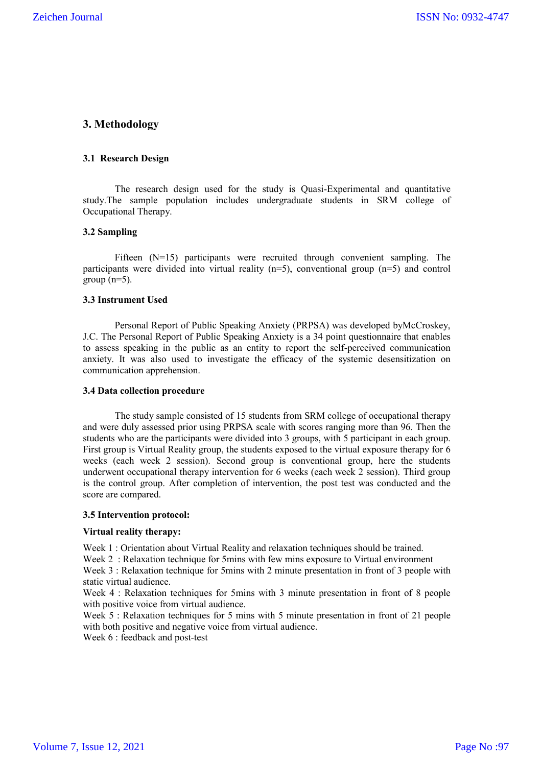## 3. Methodology

### 3.1 Research Design

The research design used for the study is Quasi-Experimental and quantitative study.The sample population includes undergraduate students in SRM college of Occupational Therapy.

### 3.2 Sampling

Fifteen (N=15) participants were recruited through convenient sampling. The participants were divided into virtual reality (n=5), conventional group (n=5) and control group (n=5).

### 3.3 Instrument Used

Personal Report of Public Speaking Anxiety (PRPSA) was developed byMcCroskey, J.C. The Personal Report of Public Speaking Anxiety is a 34 point questionnaire that enables to assess speaking in the public as an entity to report the self-perceived communication anxiety. It was also used to investigate the efficacy of the systemic desensitization on communication apprehension.

### 3.4 Data collection procedure

The study sample consisted of 15 students from SRM college of occupational therapy and were duly assessed prior using PRPSA scale with scores ranging more than 96. Then the students who are the participants were divided into 3 groups, with 5 participant in each group. First group is Virtual Reality group, the students exposed to the virtual exposure therapy for 6 weeks (each week 2 session). Second group is conventional group, here the students underwent occupational therapy intervention for 6 weeks (each week 2 session). Third group is the control group. After completion of intervention, the post test was conducted and the score are compared.

### 3.5 Intervention protocol:

**Virtual reality therapy:**

Week 1 : Orientation about Virtual Reality and relaxation techniques should be trained.
Week 2 : Relaxation technique for 5mins with few mins exposure to Virtual environment
Week 3 : Relaxation technique for 5mins with 2 minute presentation in front of 3 people with static virtual audience.
Week 4 : Relaxation techniques for 5mins with 3 minute presentation in front of 8 people with positive voice from virtual audience.
Week 5 : Relaxation techniques for 5 mins with 5 minute presentation in front of 21 people with both positive and negative voice from virtual audience.
Week 6 : feedback and post-test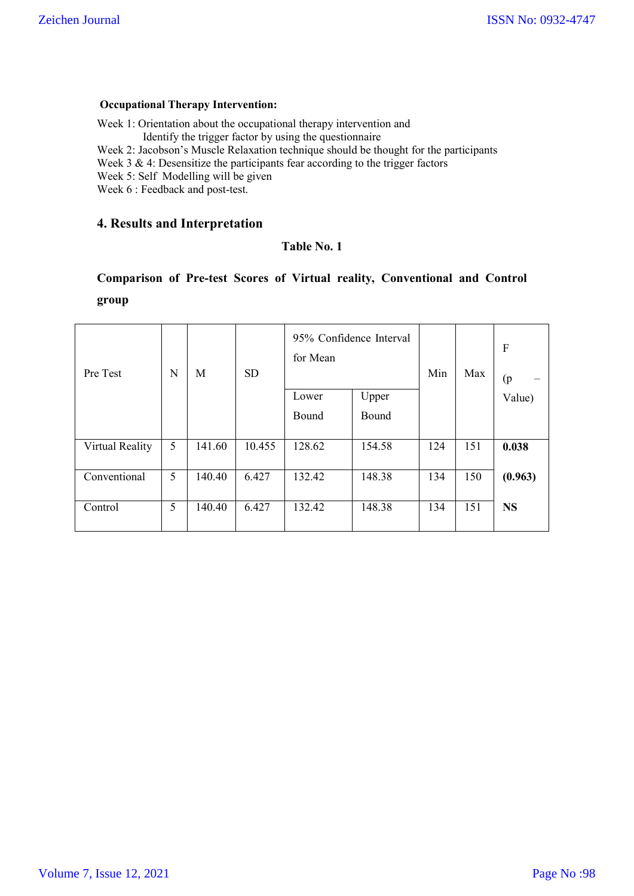**Occupational Therapy Intervention:**

Week 1: Orientation about the occupational therapy intervention and
Identify the trigger factor by using the questionnaire
Week 2: Jacobson's Muscle Relaxation technique should be thought for the participants
Week 3 & 4: Desensitize the participants fear according to the trigger factors
Week 5: Self Modelling will be given
Week 6 : Feedback and post-test.

## 4. Results and Interpretation

**Table No. 1**

**Comparison of Pre-test Scores of Virtual reality, Conventional and Control group**

| Pre Test | N | M | SD | 95% Confidence Interval for Mean | | Min | Max | F (p – Value) |
|---|---|---|---|---|---|---|---|---|
| | | | | Lower Bound | Upper Bound | | | |
| Virtual Reality | 5 | 141.60 | 10.455 | 128.62 | 154.58 | 124 | 151 | **0.038** |
| Conventional | 5 | 140.40 | 6.427 | 132.42 | 148.38 | 134 | 150 | **(0.963)** |
| Control | 5 | 140.40 | 6.427 | 132.42 | 148.38 | 134 | 151 | **NS** |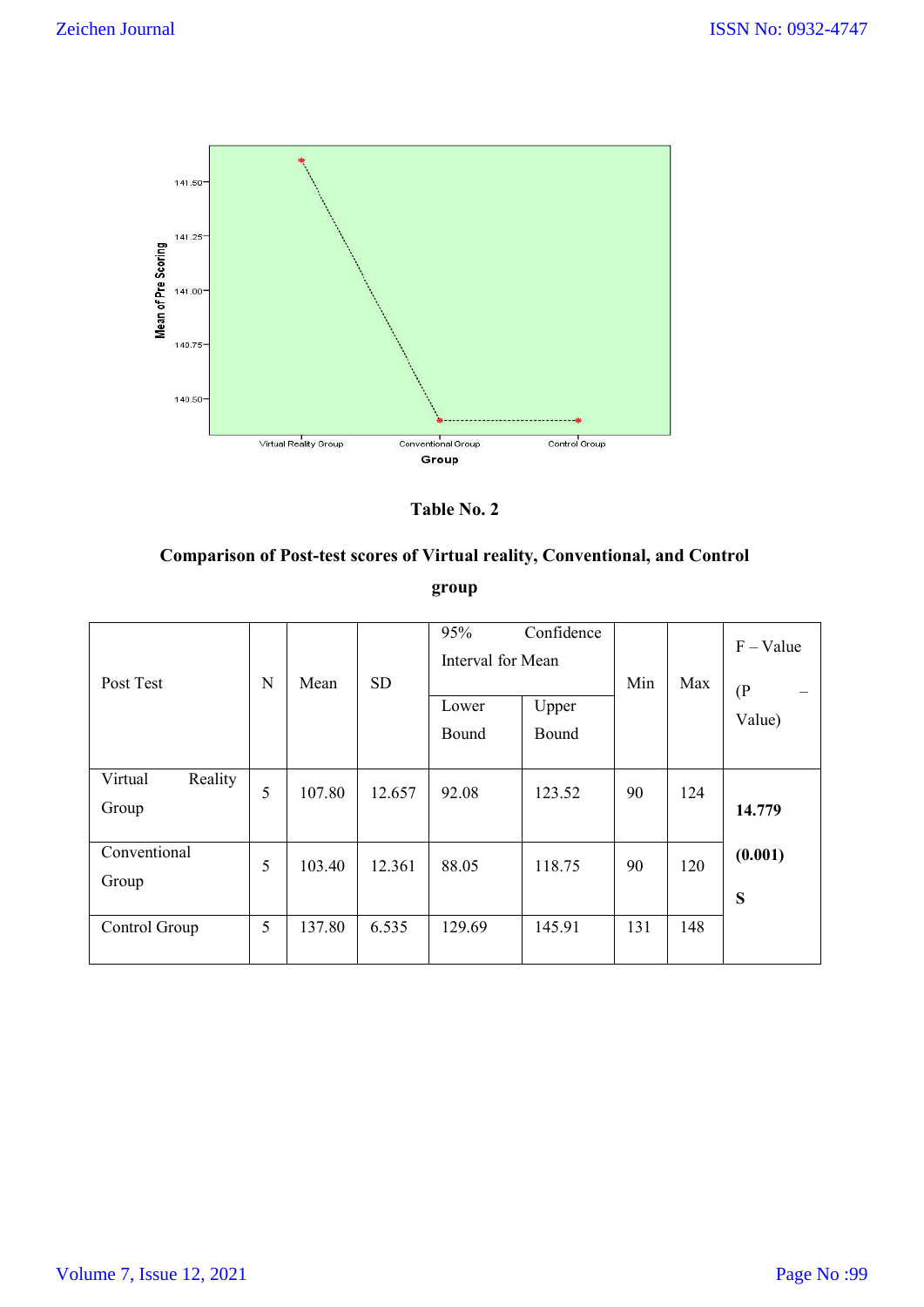**Table No. 2**

**Comparison of Post-test scores of Virtual reality, Conventional, and Control group**

| Post Test | N | Mean | SD | 95% Confidence Interval for Mean | | Min | Max | F – Value (P – Value) |
|---|---|---|---|---|---|---|---|---|
| | | | | Lower Bound | Upper Bound | | | |
| Virtual Reality Group | 5 | 107.80 | 12.657 | 92.08 | 123.52 | 90 | 124 | **14.779** **(0.001)** **S** |
| Conventional Group | 5 | 103.40 | 12.361 | 88.05 | 118.75 | 90 | 120 | |
| Control Group | 5 | 137.80 | 6.535 | 129.69 | 145.91 | 131 | 148 | |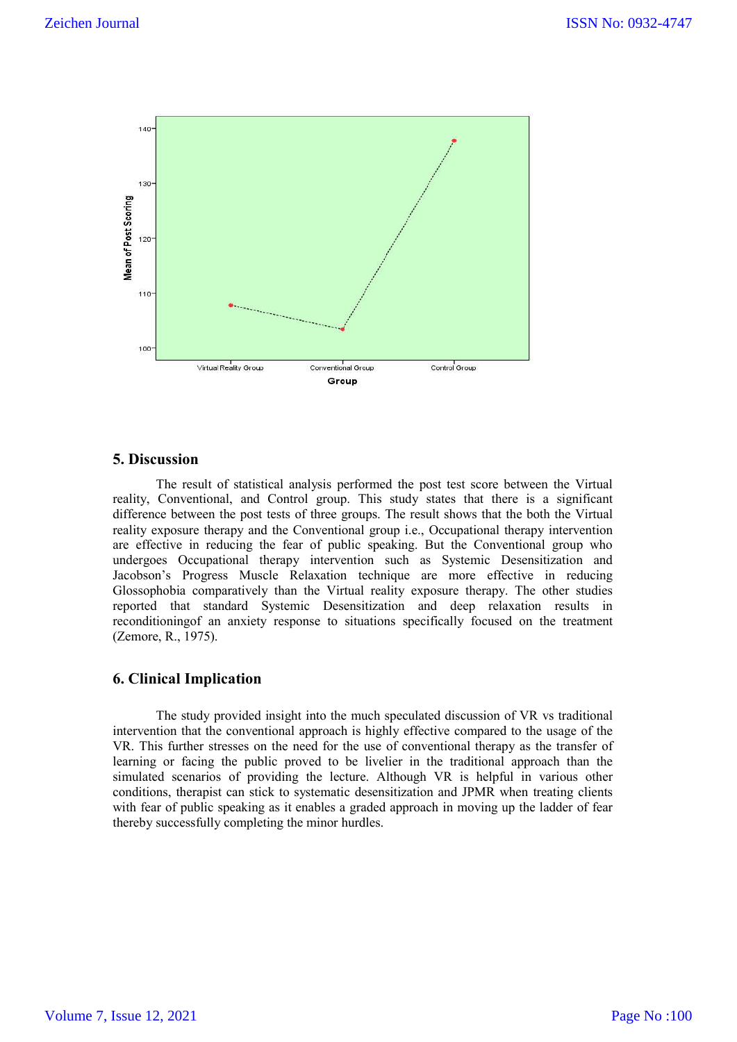## 5. Discussion

The result of statistical analysis performed the post test score between the Virtual reality, Conventional, and Control group. This study states that there is a significant difference between the post tests of three groups. The result shows that the both the Virtual reality exposure therapy and the Conventional group i.e., Occupational therapy intervention are effective in reducing the fear of public speaking. But the Conventional group who undergoes Occupational therapy intervention such as Systemic Desensitization and Jacobson's Progress Muscle Relaxation technique are more effective in reducing Glossophobia comparatively than the Virtual reality exposure therapy. The other studies reported that standard Systemic Desensitization and deep relaxation results in reconditioningof an anxiety response to situations specifically focused on the treatment (Zemore, R., 1975).

## 6. Clinical Implication

The study provided insight into the much speculated discussion of VR vs traditional intervention that the conventional approach is highly effective compared to the usage of the VR. This further stresses on the need for the use of conventional therapy as the transfer of learning or facing the public proved to be livelier in the traditional approach than the simulated scenarios of providing the lecture. Although VR is helpful in various other conditions, therapist can stick to systematic desensitization and JPMR when treating clients with fear of public speaking as it enables a graded approach in moving up the ladder of fear thereby successfully completing the minor hurdles.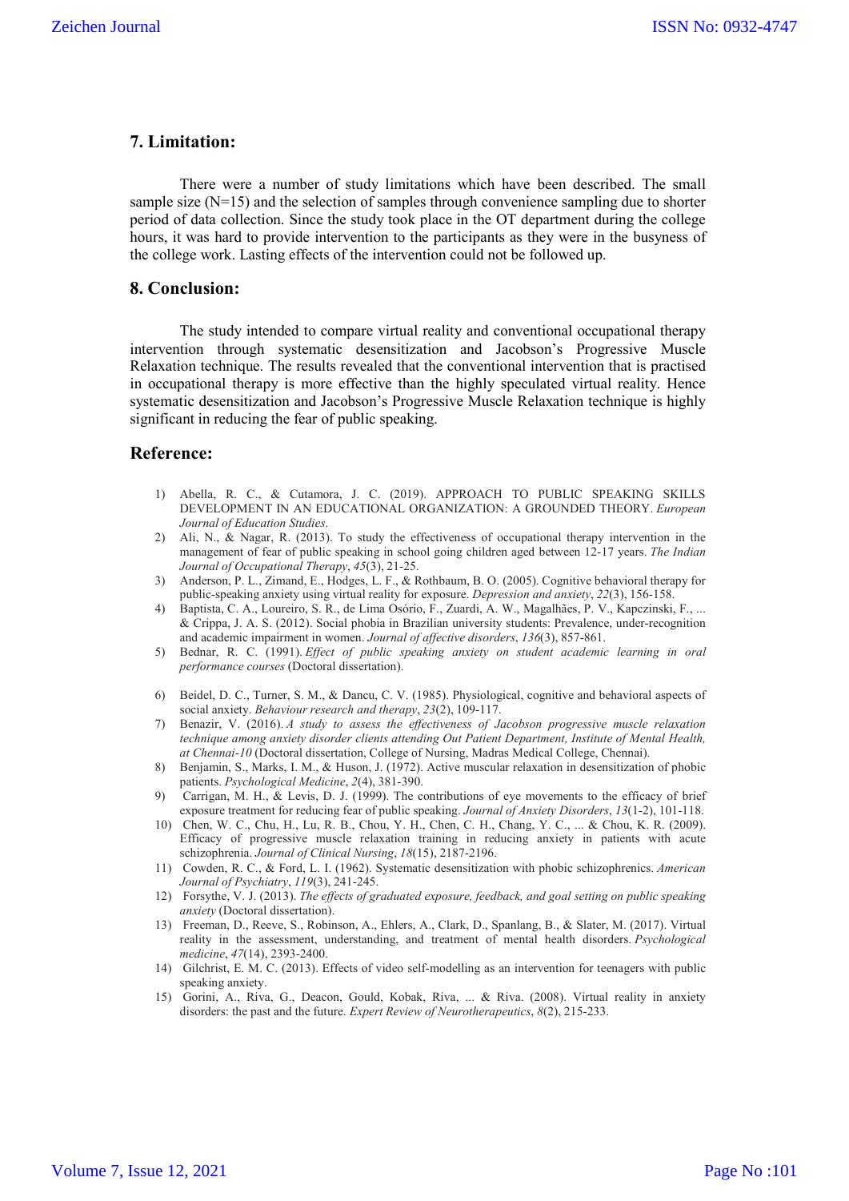## 7. Limitation:

There were a number of study limitations which have been described. The small sample size (N=15) and the selection of samples through convenience sampling due to shorter period of data collection. Since the study took place in the OT department during the college hours, it was hard to provide intervention to the participants as they were in the busyness of the college work. Lasting effects of the intervention could not be followed up.

## 8. Conclusion:

The study intended to compare virtual reality and conventional occupational therapy intervention through systematic desensitization and Jacobson's Progressive Muscle Relaxation technique. The results revealed that the conventional intervention that is practised in occupational therapy is more effective than the highly speculated virtual reality. Hence systematic desensitization and Jacobson's Progressive Muscle Relaxation technique is highly significant in reducing the fear of public speaking.

## Reference:

1) Abella, R. C., & Cutamora, J. C. (2019). APPROACH TO PUBLIC SPEAKING SKILLS DEVELOPMENT IN AN EDUCATIONAL ORGANIZATION: A GROUNDED THEORY. *European Journal of Education Studies*.
2) Ali, N., & Nagar, R. (2013). To study the effectiveness of occupational therapy intervention in the management of fear of public speaking in school going children aged between 12-17 years. *The Indian Journal of Occupational Therapy*, *45*(3), 21-25.
3) Anderson, P. L., Zimand, E., Hodges, L. F., & Rothbaum, B. O. (2005). Cognitive behavioral therapy for public-speaking anxiety using virtual reality for exposure. *Depression and anxiety*, *22*(3), 156-158.
4) Baptista, C. A., Loureiro, S. R., de Lima Osório, F., Zuardi, A. W., Magalhães, P. V., Kapczinski, F., ... & Crippa, J. A. S. (2012). Social phobia in Brazilian university students: Prevalence, under-recognition and academic impairment in women. *Journal of affective disorders*, *136*(3), 857-861.
5) Bednar, R. C. (1991). *Effect of public speaking anxiety on student academic learning in oral performance courses* (Doctoral dissertation).
6) Beidel, D. C., Turner, S. M., & Dancu, C. V. (1985). Physiological, cognitive and behavioral aspects of social anxiety. *Behaviour research and therapy*, *23*(2), 109-117.
7) Benazir, V. (2016). *A study to assess the effectiveness of Jacobson progressive muscle relaxation technique among anxiety disorder clients attending Out Patient Department, Institute of Mental Health, at Chennai-10* (Doctoral dissertation, College of Nursing, Madras Medical College, Chennai).
8) Benjamin, S., Marks, I. M., & Huson, J. (1972). Active muscular relaxation in desensitization of phobic patients. *Psychological Medicine*, *2*(4), 381-390.
9) Carrigan, M. H., & Levis, D. J. (1999). The contributions of eye movements to the efficacy of brief exposure treatment for reducing fear of public speaking. *Journal of Anxiety Disorders*, *13*(1-2), 101-118.
10) Chen, W. C., Chu, H., Lu, R. B., Chou, Y. H., Chen, C. H., Chang, Y. C., ... & Chou, K. R. (2009). Efficacy of progressive muscle relaxation training in reducing anxiety in patients with acute schizophrenia. *Journal of Clinical Nursing*, *18*(15), 2187-2196.
11) Cowden, R. C., & Ford, L. I. (1962). Systematic desensitization with phobic schizophrenics. *American Journal of Psychiatry*, *119*(3), 241-245.
12) Forsythe, V. J. (2013). *The effects of graduated exposure, feedback, and goal setting on public speaking anxiety* (Doctoral dissertation).
13) Freeman, D., Reeve, S., Robinson, A., Ehlers, A., Clark, D., Spanlang, B., & Slater, M. (2017). Virtual reality in the assessment, understanding, and treatment of mental health disorders. *Psychological medicine*, *47*(14), 2393-2400.
14) Gilchrist, E. M. C. (2013). Effects of video self-modelling as an intervention for teenagers with public speaking anxiety.
15) Gorini, A., Riva, G., Deacon, Gould, Kobak, Riva, ... & Riva. (2008). Virtual reality in anxiety disorders: the past and the future. *Expert Review of Neurotherapeutics*, *8*(2), 215-233.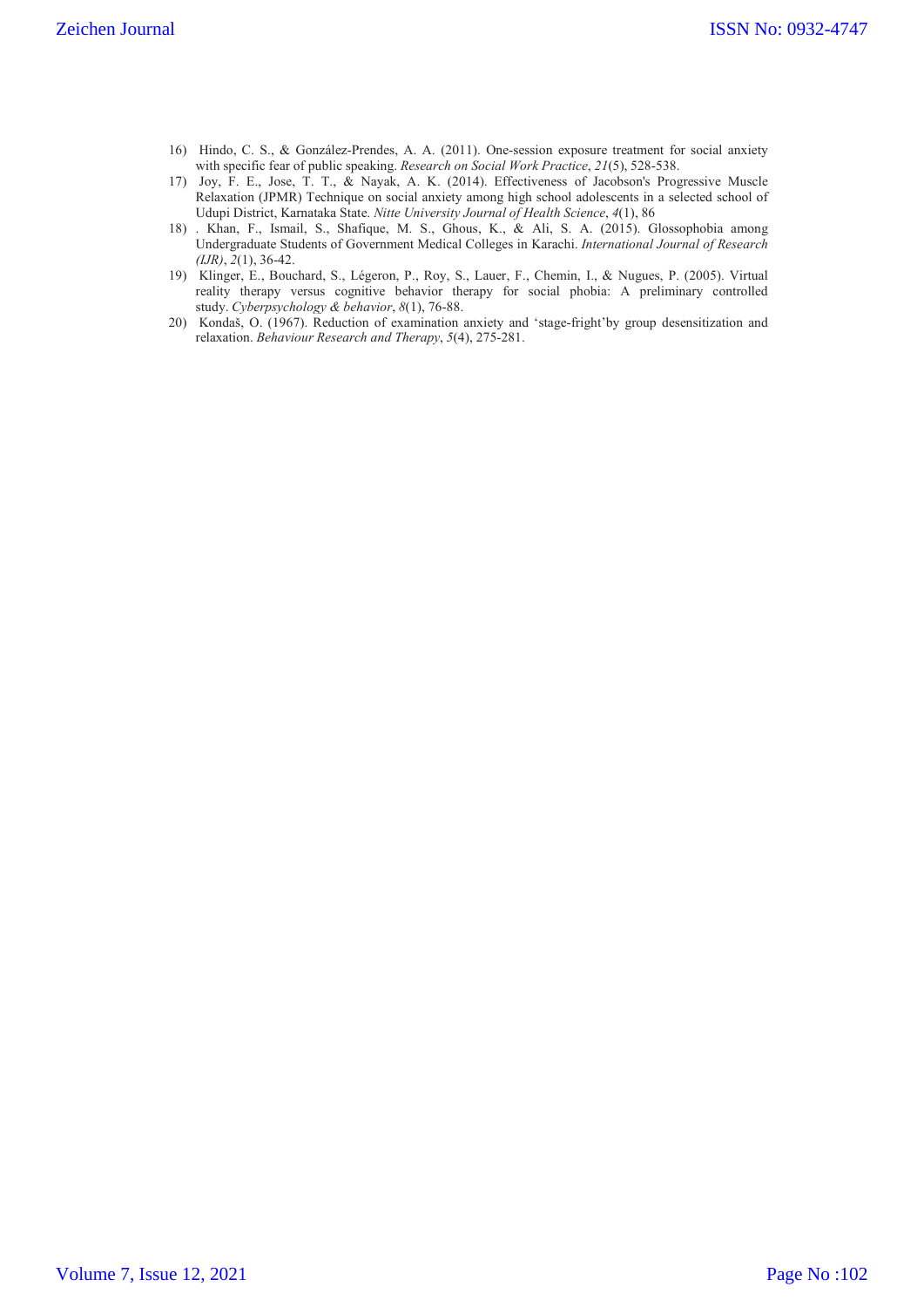16) Hindo, C. S., & González-Prendes, A. A. (2011). One-session exposure treatment for social anxiety with specific fear of public speaking. *Research on Social Work Practice*, *21*(5), 528-538.
17) Joy, F. E., Jose, T. T., & Nayak, A. K. (2014). Effectiveness of Jacobson's Progressive Muscle Relaxation (JPMR) Technique on social anxiety among high school adolescents in a selected school of Udupi District, Karnataka State. *Nitte University Journal of Health Science*, *4*(1), 86
18) . Khan, F., Ismail, S., Shafique, M. S., Ghous, K., & Ali, S. A. (2015). Glossophobia among Undergraduate Students of Government Medical Colleges in Karachi. *International Journal of Research (IJR)*, *2*(1), 36-42.
19) Klinger, E., Bouchard, S., Légeron, P., Roy, S., Lauer, F., Chemin, I., & Nugues, P. (2005). Virtual reality therapy versus cognitive behavior therapy for social phobia: A preliminary controlled study. *Cyberpsychology & behavior*, *8*(1), 76-88.
20) Kondaš, O. (1967). Reduction of examination anxiety and 'stage-fright'by group desensitization and relaxation. *Behaviour Research and Therapy*, *5*(4), 275-281.